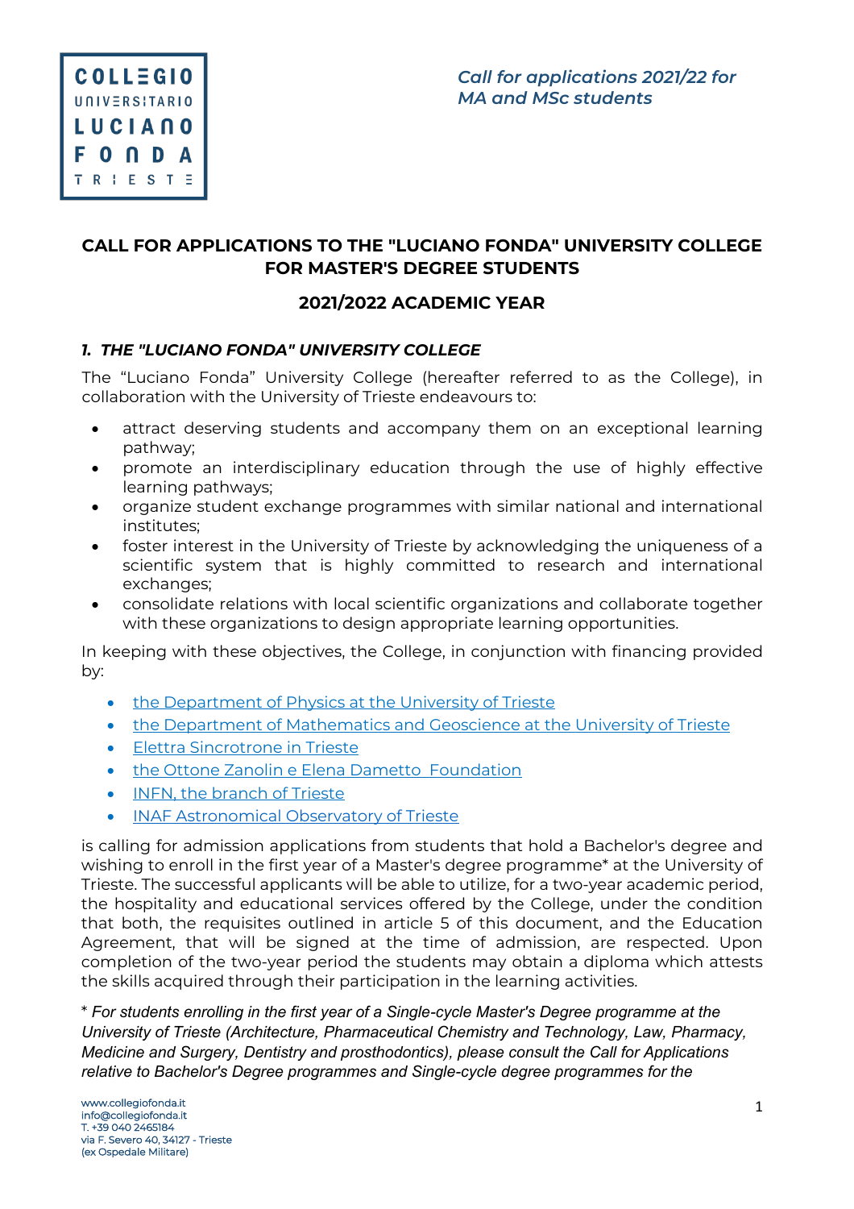*Call for applications 2021/22 for MA and MSc students*

# CALL FOR APPLICATIONS TO THE "LUCIANO FONDA" UNIVERSITY COLLEGE FOR MASTER'S DEGREE STUDENTS

## 2021/2022 ACADEMIC YEAR

### *1. THE "LUCIANO FONDA" UNIVERSITY COLLEGE*

The "Luciano Fonda" University College (hereafter referred to as the College), in collaboration with the University of Trieste endeavours to:

- attract deserving students and accompany them on an exceptional learning pathway;
- promote an interdisciplinary education through the use of highly effective learning pathways;
- organize student exchange programmes with similar national and international institutes;
- foster interest in the University of Trieste by acknowledging the uniqueness of a scientific system that is highly committed to research and international exchanges;
- consolidate relations with local scientific organizations and collaborate together with these organizations to design appropriate learning opportunities.

In keeping with these objectives, the College, in conjunction with financing provided by:

- the Department of Physics at the University of Trieste
- the Department of Mathematics and Geoscience at the University of Trieste
- Elettra Sincrotrone in Trieste
- the Ottone Zanolin e Elena Dametto Foundation
- INFN, the branch of Trieste
- INAF Astronomical Observatory of Trieste

is calling for admission applications from students that hold a Bachelor's degree and wishing to enroll in the first year of a Master's degree programme* at the University of Trieste. The successful applicants will be able to utilize, for a two-year academic period, the hospitality and educational services offered by the College, under the condition that both, the requisites outlined in article 5 of this document, and the Education Agreement, that will be signed at the time of admission, are respected. Upon completion of the two-year period the students may obtain a diploma which attests the skills acquired through their participation in the learning activities.

\* *For students enrolling in the first year of a Single-cycle Master's Degree programme at the University of Trieste (Architecture, Pharmaceutical Chemistry and Technology, Law, Pharmacy, Medicine and Surgery, Dentistry and prosthodontics), please consult the Call for Applications relative to Bachelor's Degree programmes and Single-cycle degree programmes for the*

www.collegiofonda.it
info@collegiofonda.it
T. +39 040 2465184
via F. Severo 40, 34127 - Trieste
(ex Ospedale Militare)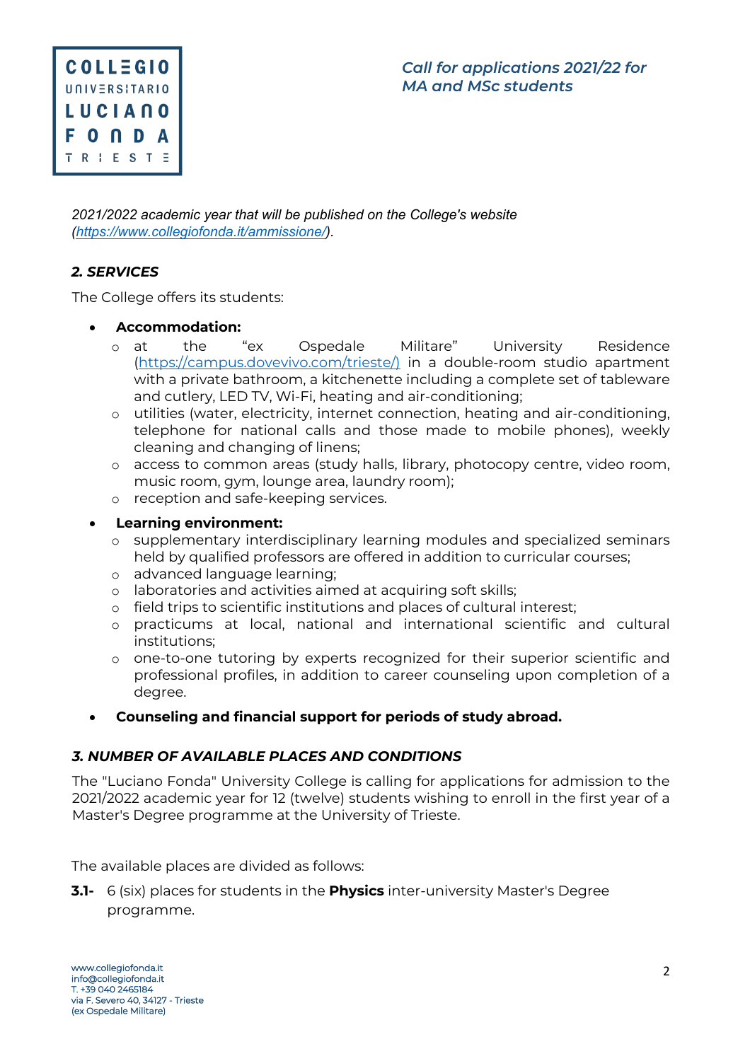*2021/2022 academic year that will be published on the College's website (https://www.collegiofonda.it/ammissione/).*

### *2. SERVICES*

The College offers its students:

- **Accommodation:**
  - at the “ex Ospedale Militare” University Residence (https://campus.dovevivo.com/trieste/) in a double-room studio apartment with a private bathroom, a kitchenette including a complete set of tableware and cutlery, LED TV, Wi-Fi, heating and air-conditioning;
  - utilities (water, electricity, internet connection, heating and air-conditioning, telephone for national calls and those made to mobile phones), weekly cleaning and changing of linens;
  - access to common areas (study halls, library, photocopy centre, video room, music room, gym, lounge area, laundry room);
  - reception and safe-keeping services.
- **Learning environment:**
  - supplementary interdisciplinary learning modules and specialized seminars held by qualified professors are offered in addition to curricular courses;
  - advanced language learning;
  - laboratories and activities aimed at acquiring soft skills;
  - field trips to scientific institutions and places of cultural interest;
  - practicums at local, national and international scientific and cultural institutions;
  - one-to-one tutoring by experts recognized for their superior scientific and professional profiles, in addition to career counseling upon completion of a degree.
- **Counseling and financial support for periods of study abroad.**

### *3. NUMBER OF AVAILABLE PLACES AND CONDITIONS*

The "Luciano Fonda" University College is calling for applications for admission to the 2021/2022 academic year for 12 (twelve) students wishing to enroll in the first year of a Master's Degree programme at the University of Trieste.

The available places are divided as follows:

**3.1-** 6 (six) places for students in the **Physics** inter-university Master's Degree programme.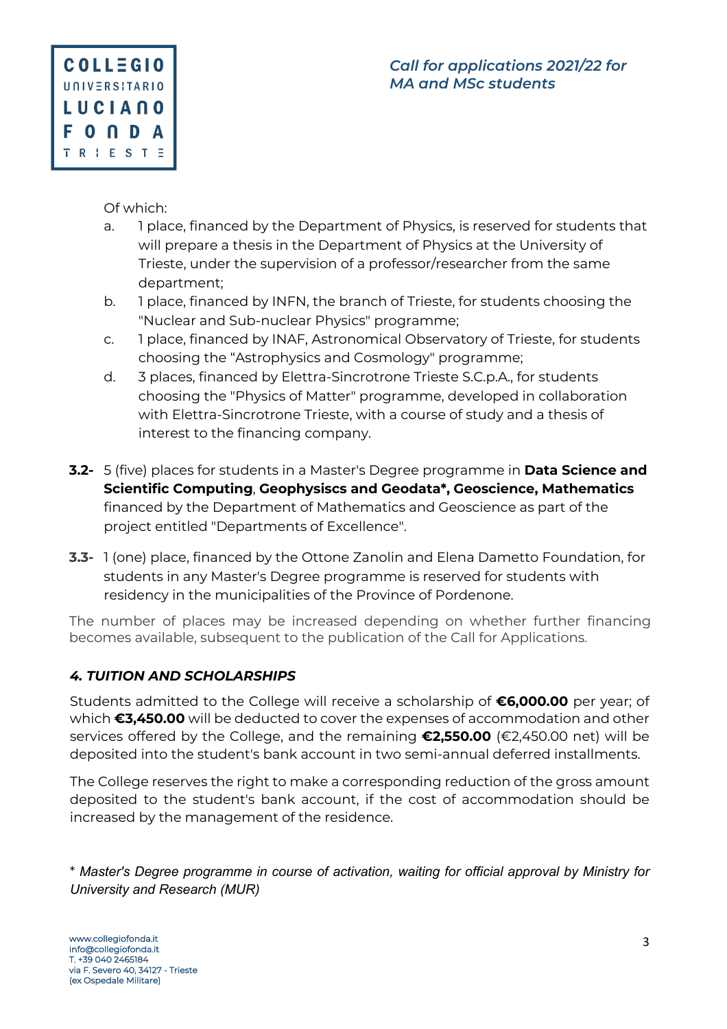Of which:

a. 1 place, financed by the Department of Physics, is reserved for students that will prepare a thesis in the Department of Physics at the University of Trieste, under the supervision of a professor/researcher from the same department;
b. 1 place, financed by INFN, the branch of Trieste, for students choosing the "Nuclear and Sub-nuclear Physics" programme;
c. 1 place, financed by INAF, Astronomical Observatory of Trieste, for students choosing the "Astrophysics and Cosmology" programme;
d. 3 places, financed by Elettra-Sincrotrone Trieste S.C.p.A., for students choosing the "Physics of Matter" programme, developed in collaboration with Elettra-Sincrotrone Trieste, with a course of study and a thesis of interest to the financing company.

**3.2-** 5 (five) places for students in a Master's Degree programme in **Data Science and Scientific Computing**, **Geophysiscs and Geodata\*, Geoscience, Mathematics** financed by the Department of Mathematics and Geoscience as part of the project entitled "Departments of Excellence".

**3.3-** 1 (one) place, financed by the Ottone Zanolin and Elena Dametto Foundation, for students in any Master's Degree programme is reserved for students with residency in the municipalities of the Province of Pordenone.

The number of places may be increased depending on whether further financing becomes available, subsequent to the publication of the Call for Applications.

### *4. TUITION AND SCHOLARSHIPS*

Students admitted to the College will receive a scholarship of **€6,000.00** per year; of which **€3,450.00** will be deducted to cover the expenses of accommodation and other services offered by the College, and the remaining **€2,550.00** (€2,450.00 net) will be deposited into the student's bank account in two semi-annual deferred installments.

The College reserves the right to make a corresponding reduction of the gross amount deposited to the student's bank account, if the cost of accommodation should be increased by the management of the residence.

\* *Master's Degree programme in course of activation, waiting for official approval by Ministry for University and Research (MUR)*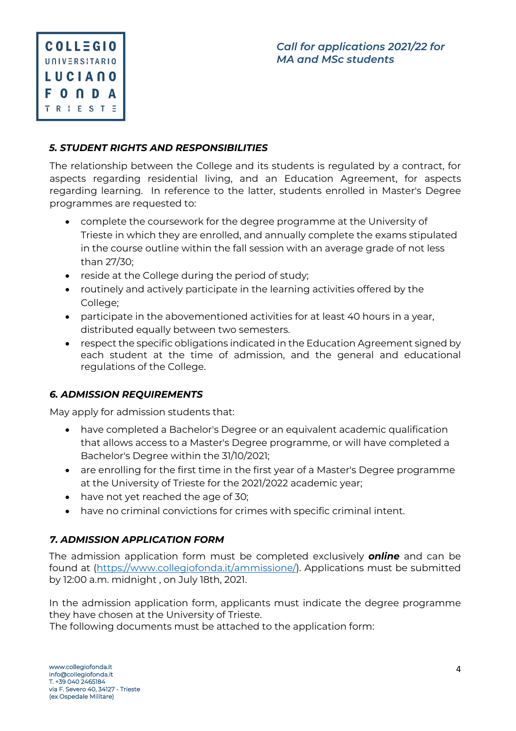### *5. STUDENT RIGHTS AND RESPONSIBILITIES*

The relationship between the College and its students is regulated by a contract, for aspects regarding residential living, and an Education Agreement, for aspects regarding learning. In reference to the latter, students enrolled in Master's Degree programmes are requested to:

- complete the coursework for the degree programme at the University of Trieste in which they are enrolled, and annually complete the exams stipulated in the course outline within the fall session with an average grade of not less than 27/30;
- reside at the College during the period of study;
- routinely and actively participate in the learning activities offered by the College;
- participate in the abovementioned activities for at least 40 hours in a year, distributed equally between two semesters.
- respect the specific obligations indicated in the Education Agreement signed by each student at the time of admission, and the general and educational regulations of the College.

### *6. ADMISSION REQUIREMENTS*

May apply for admission students that:

- have completed a Bachelor's Degree or an equivalent academic qualification that allows access to a Master's Degree programme, or will have completed a Bachelor's Degree within the 31/10/2021;
- are enrolling for the first time in the first year of a Master's Degree programme at the University of Trieste for the 2021/2022 academic year;
- have not yet reached the age of 30;
- have no criminal convictions for crimes with specific criminal intent.

### *7. ADMISSION APPLICATION FORM*

The admission application form must be completed exclusively ***online*** and can be found at (https://www.collegiofonda.it/ammissione/). Applications must be submitted by 12:00 a.m. midnight , on July 18th, 2021.

In the admission application form, applicants must indicate the degree programme they have chosen at the University of Trieste.
The following documents must be attached to the application form: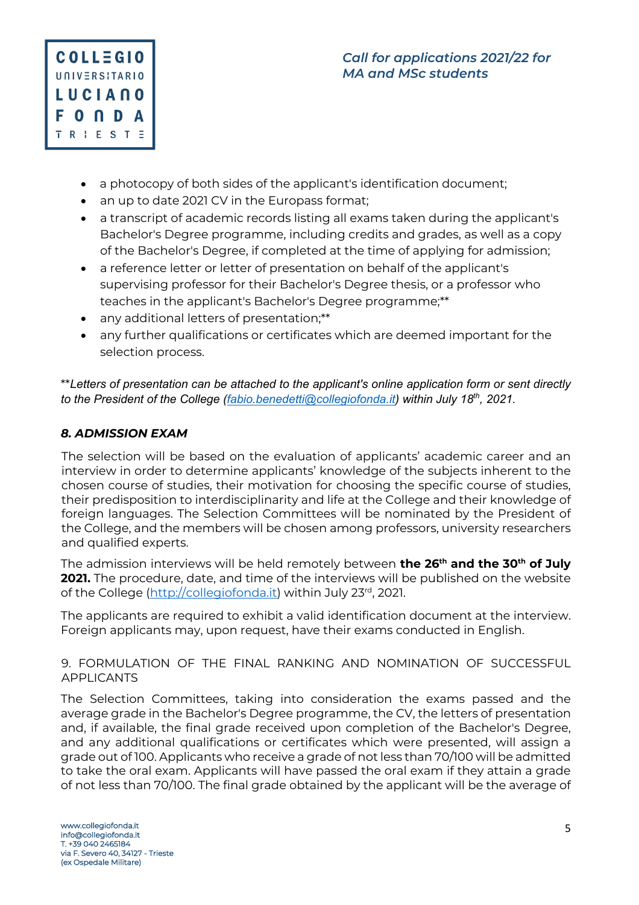- a photocopy of both sides of the applicant's identification document;
- an up to date 2021 CV in the Europass format;
- a transcript of academic records listing all exams taken during the applicant's Bachelor's Degree programme, including credits and grades, as well as a copy of the Bachelor's Degree, if completed at the time of applying for admission;
- a reference letter or letter of presentation on behalf of the applicant's supervising professor for their Bachelor's Degree thesis, or a professor who teaches in the applicant's Bachelor's Degree programme;**
- any additional letters of presentation;**
- any further qualifications or certificates which are deemed important for the selection process.

*\*\*Letters of presentation can be attached to the applicant's online application form or sent directly to the President of the College ([fabio.benedetti@collegiofonda.it](mailto:fabio.benedetti@collegiofonda.it)) within July 18th, 2021.*

### *8. ADMISSION EXAM*

The selection will be based on the evaluation of applicants' academic career and an interview in order to determine applicants' knowledge of the subjects inherent to the chosen course of studies, their motivation for choosing the specific course of studies, their predisposition to interdisciplinarity and life at the College and their knowledge of foreign languages. The Selection Committees will be nominated by the President of the College, and the members will be chosen among professors, university researchers and qualified experts.

The admission interviews will be held remotely between **the 26th and the 30th of July 2021.** The procedure, date, and time of the interviews will be published on the website of the College ([http://collegiofonda.it](http://collegiofonda.it)) within July 23rd, 2021.

The applicants are required to exhibit a valid identification document at the interview. Foreign applicants may, upon request, have their exams conducted in English.

### 9. FORMULATION OF THE FINAL RANKING AND NOMINATION OF SUCCESSFUL APPLICANTS

The Selection Committees, taking into consideration the exams passed and the average grade in the Bachelor's Degree programme, the CV, the letters of presentation and, if available, the final grade received upon completion of the Bachelor's Degree, and any additional qualifications or certificates which were presented, will assign a grade out of 100. Applicants who receive a grade of not less than 70/100 will be admitted to take the oral exam. Applicants will have passed the oral exam if they attain a grade of not less than 70/100. The final grade obtained by the applicant will be the average of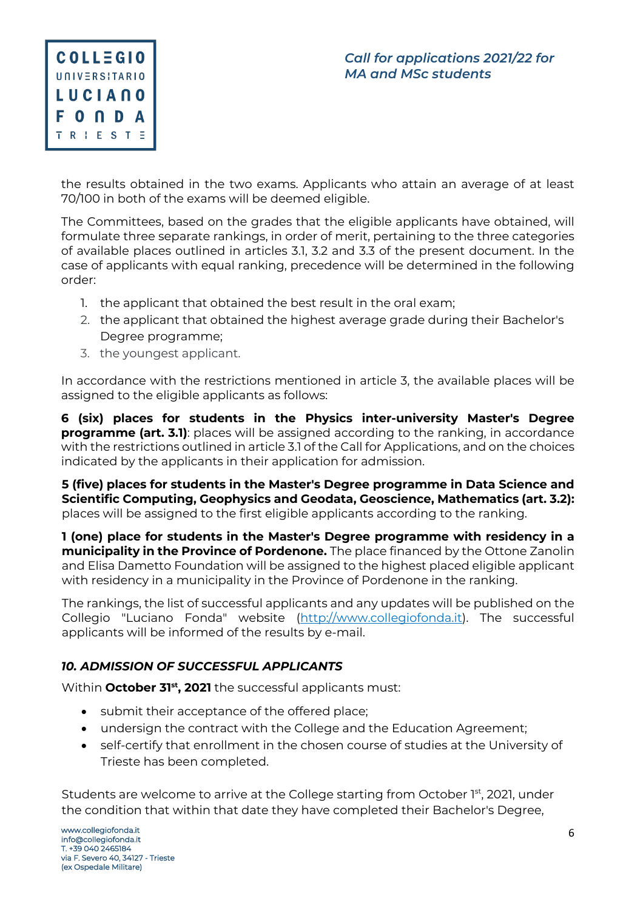the results obtained in the two exams. Applicants who attain an average of at least 70/100 in both of the exams will be deemed eligible.

The Committees, based on the grades that the eligible applicants have obtained, will formulate three separate rankings, in order of merit, pertaining to the three categories of available places outlined in articles 3.1, 3.2 and 3.3 of the present document. In the case of applicants with equal ranking, precedence will be determined in the following order:

1. the applicant that obtained the best result in the oral exam;
2. the applicant that obtained the highest average grade during their Bachelor's Degree programme;
3. the youngest applicant.

In accordance with the restrictions mentioned in article 3, the available places will be assigned to the eligible applicants as follows:

**6 (six) places for students in the Physics inter-university Master's Degree programme (art. 3.1)**: places will be assigned according to the ranking, in accordance with the restrictions outlined in article 3.1 of the Call for Applications, and on the choices indicated by the applicants in their application for admission.

**5 (five) places for students in the Master's Degree programme in Data Science and Scientific Computing, Geophysics and Geodata, Geoscience, Mathematics (art. 3.2):** places will be assigned to the first eligible applicants according to the ranking.

**1 (one) place for students in the Master's Degree programme with residency in a municipality in the Province of Pordenone.** The place financed by the Ottone Zanolin and Elisa Dametto Foundation will be assigned to the highest placed eligible applicant with residency in a municipality in the Province of Pordenone in the ranking.

The rankings, the list of successful applicants and any updates will be published on the Collegio "Luciano Fonda" website (http://www.collegiofonda.it). The successful applicants will be informed of the results by e-mail.

### *10. ADMISSION OF SUCCESSFUL APPLICANTS*

Within **October 31st, 2021** the successful applicants must:

- submit their acceptance of the offered place;
- undersign the contract with the College and the Education Agreement;
- self-certify that enrollment in the chosen course of studies at the University of Trieste has been completed.

Students are welcome to arrive at the College starting from October 1st, 2021, under the condition that within that date they have completed their Bachelor's Degree,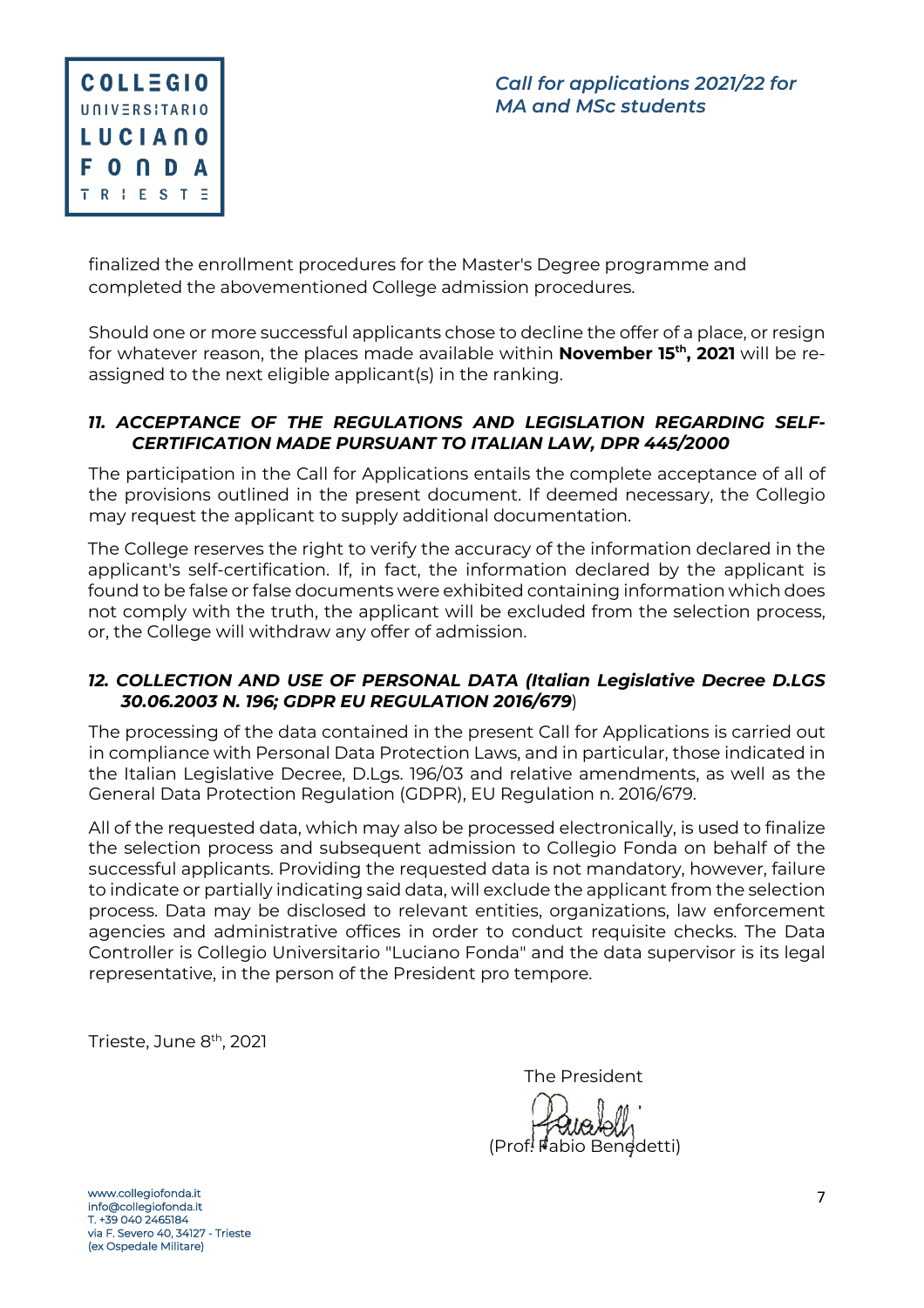finalized the enrollment procedures for the Master's Degree programme and completed the abovementioned College admission procedures.

Should one or more successful applicants chose to decline the offer of a place, or resign for whatever reason, the places made available within **November 15th, 2021** will be re-assigned to the next eligible applicant(s) in the ranking.

### *11. ACCEPTANCE OF THE REGULATIONS AND LEGISLATION REGARDING SELF-CERTIFICATION MADE PURSUANT TO ITALIAN LAW, DPR 445/2000*

The participation in the Call for Applications entails the complete acceptance of all of the provisions outlined in the present document. If deemed necessary, the Collegio may request the applicant to supply additional documentation.

The College reserves the right to verify the accuracy of the information declared in the applicant's self-certification. If, in fact, the information declared by the applicant is found to be false or false documents were exhibited containing information which does not comply with the truth, the applicant will be excluded from the selection process, or, the College will withdraw any offer of admission.

### *12. COLLECTION AND USE OF PERSONAL DATA (Italian Legislative Decree D.LGS 30.06.2003 N. 196; GDPR EU REGULATION 2016/679*)

The processing of the data contained in the present Call for Applications is carried out in compliance with Personal Data Protection Laws, and in particular, those indicated in the Italian Legislative Decree, D.Lgs. 196/03 and relative amendments, as well as the General Data Protection Regulation (GDPR), EU Regulation n. 2016/679.

All of the requested data, which may also be processed electronically, is used to finalize the selection process and subsequent admission to Collegio Fonda on behalf of the successful applicants. Providing the requested data is not mandatory, however, failure to indicate or partially indicating said data, will exclude the applicant from the selection process. Data may be disclosed to relevant entities, organizations, law enforcement agencies and administrative offices in order to conduct requisite checks. The Data Controller is Collegio Universitario "Luciano Fonda" and the data supervisor is its legal representative, in the person of the President pro tempore.

Trieste, June 8th, 2021

The President

(Prof. Fabio Benedetti)